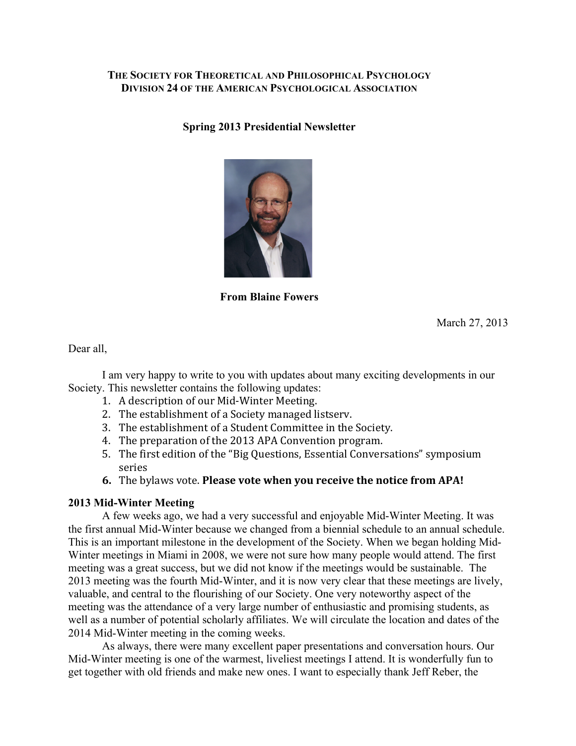**THE SOCIETY FOR THEORETICAL AND PHILOSOPHICAL PSYCHOLOGY**
**DIVISION 24 OF THE AMERICAN PSYCHOLOGICAL ASSOCIATION**

**Spring 2013 Presidential Newsletter**

**From Blaine Fowers**

March 27, 2013

Dear all,

I am very happy to write to you with updates about many exciting developments in our Society. This newsletter contains the following updates:

1. A description of our Mid-Winter Meeting.
2. The establishment of a Society managed listserv.
3. The establishment of a Student Committee in the Society.
4. The preparation of the 2013 APA Convention program.
5. The first edition of the "Big Questions, Essential Conversations" symposium series
6. The bylaws vote. **Please vote when you receive the notice from APA!**

**2013 Mid-Winter Meeting**

A few weeks ago, we had a very successful and enjoyable Mid-Winter Meeting. It was the first annual Mid-Winter because we changed from a biennial schedule to an annual schedule. This is an important milestone in the development of the Society. When we began holding Mid-Winter meetings in Miami in 2008, we were not sure how many people would attend. The first meeting was a great success, but we did not know if the meetings would be sustainable. The 2013 meeting was the fourth Mid-Winter, and it is now very clear that these meetings are lively, valuable, and central to the flourishing of our Society. One very noteworthy aspect of the meeting was the attendance of a very large number of enthusiastic and promising students, as well as a number of potential scholarly affiliates. We will circulate the location and dates of the 2014 Mid-Winter meeting in the coming weeks.

As always, there were many excellent paper presentations and conversation hours. Our Mid-Winter meeting is one of the warmest, liveliest meetings I attend. It is wonderfully fun to get together with old friends and make new ones. I want to especially thank Jeff Reber, the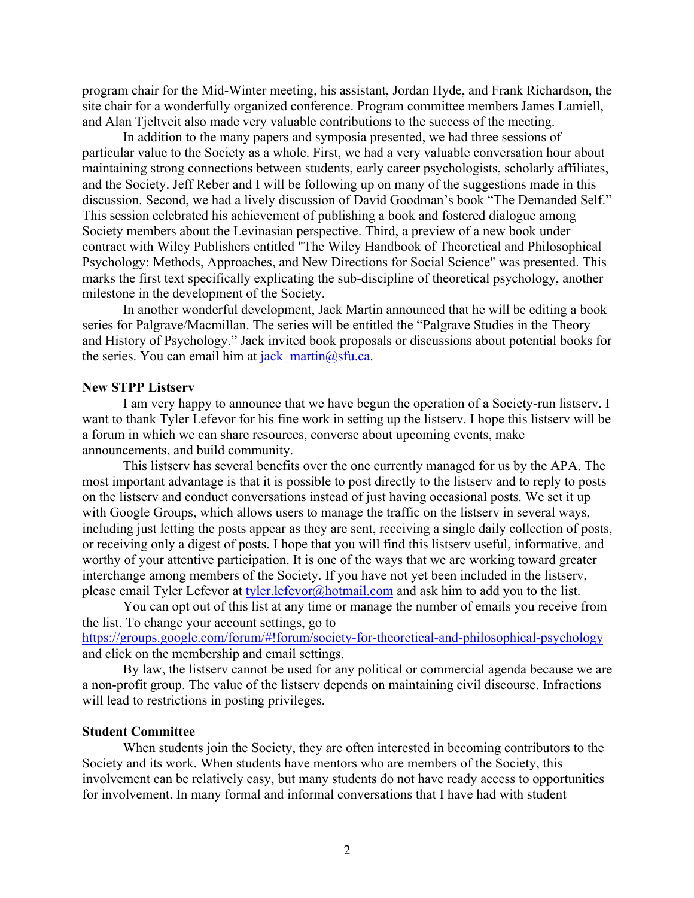program chair for the Mid-Winter meeting, his assistant, Jordan Hyde, and Frank Richardson, the site chair for a wonderfully organized conference. Program committee members James Lamiell, and Alan Tjeltveit also made very valuable contributions to the success of the meeting.

In addition to the many papers and symposia presented, we had three sessions of particular value to the Society as a whole. First, we had a very valuable conversation hour about maintaining strong connections between students, early career psychologists, scholarly affiliates, and the Society. Jeff Reber and I will be following up on many of the suggestions made in this discussion. Second, we had a lively discussion of David Goodman's book "The Demanded Self." This session celebrated his achievement of publishing a book and fostered dialogue among Society members about the Levinasian perspective. Third, a preview of a new book under contract with Wiley Publishers entitled "The Wiley Handbook of Theoretical and Philosophical Psychology: Methods, Approaches, and New Directions for Social Science" was presented. This marks the first text specifically explicating the sub-discipline of theoretical psychology, another milestone in the development of the Society.

In another wonderful development, Jack Martin announced that he will be editing a book series for Palgrave/Macmillan. The series will be entitled the "Palgrave Studies in the Theory and History of Psychology." Jack invited book proposals or discussions about potential books for the series. You can email him at jack_martin@sfu.ca.

**New STPP Listserv**

I am very happy to announce that we have begun the operation of a Society-run listserv. I want to thank Tyler Lefevor for his fine work in setting up the listserv. I hope this listserv will be a forum in which we can share resources, converse about upcoming events, make announcements, and build community.

This listserv has several benefits over the one currently managed for us by the APA. The most important advantage is that it is possible to post directly to the listserv and to reply to posts on the listserv and conduct conversations instead of just having occasional posts. We set it up with Google Groups, which allows users to manage the traffic on the listserv in several ways, including just letting the posts appear as they are sent, receiving a single daily collection of posts, or receiving only a digest of posts. I hope that you will find this listserv useful, informative, and worthy of your attentive participation. It is one of the ways that we are working toward greater interchange among members of the Society. If you have not yet been included in the listserv, please email Tyler Lefevor at tyler.lefevor@hotmail.com and ask him to add you to the list.

You can opt out of this list at any time or manage the number of emails you receive from the list. To change your account settings, go to https://groups.google.com/forum/#!forum/society-for-theoretical-and-philosophical-psychology and click on the membership and email settings.

By law, the listserv cannot be used for any political or commercial agenda because we are a non-profit group. The value of the listserv depends on maintaining civil discourse. Infractions will lead to restrictions in posting privileges.

**Student Committee**

When students join the Society, they are often interested in becoming contributors to the Society and its work. When students have mentors who are members of the Society, this involvement can be relatively easy, but many students do not have ready access to opportunities for involvement. In many formal and informal conversations that I have had with student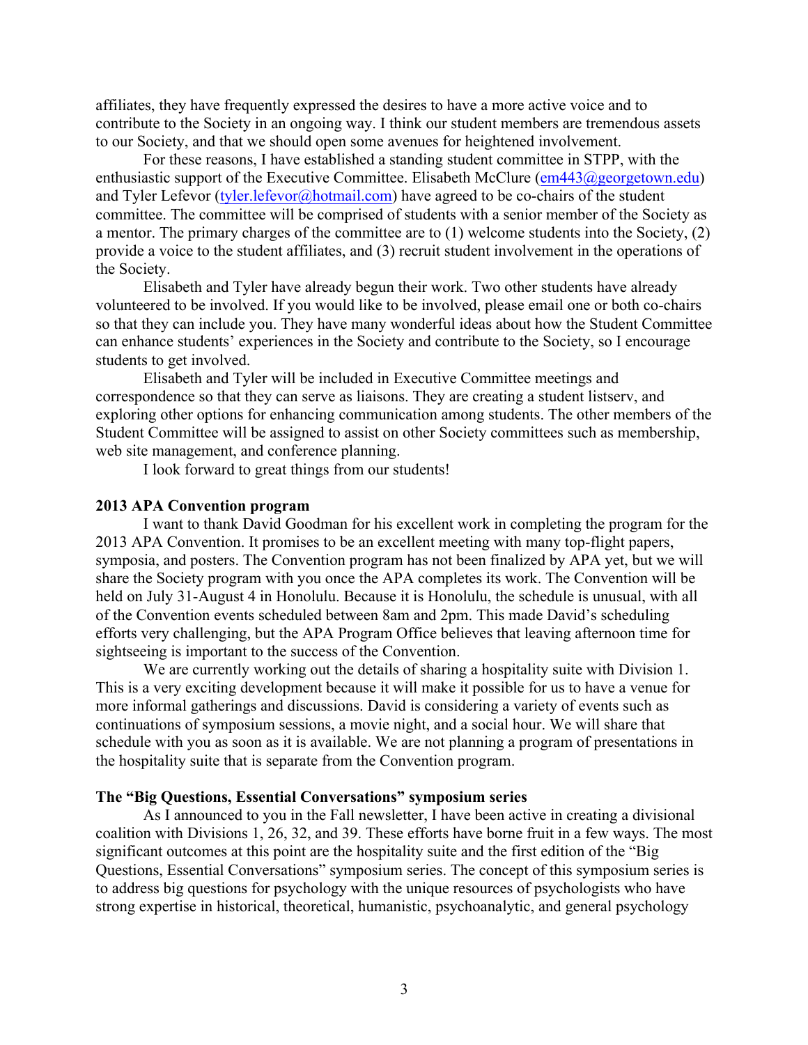affiliates, they have frequently expressed the desires to have a more active voice and to contribute to the Society in an ongoing way. I think our student members are tremendous assets to our Society, and that we should open some avenues for heightened involvement.

For these reasons, I have established a standing student committee in STPP, with the enthusiastic support of the Executive Committee. Elisabeth McClure (em443@georgetown.edu) and Tyler Lefevor (tyler.lefevor@hotmail.com) have agreed to be co-chairs of the student committee. The committee will be comprised of students with a senior member of the Society as a mentor. The primary charges of the committee are to (1) welcome students into the Society, (2) provide a voice to the student affiliates, and (3) recruit student involvement in the operations of the Society.

Elisabeth and Tyler have already begun their work. Two other students have already volunteered to be involved. If you would like to be involved, please email one or both co-chairs so that they can include you. They have many wonderful ideas about how the Student Committee can enhance students' experiences in the Society and contribute to the Society, so I encourage students to get involved.

Elisabeth and Tyler will be included in Executive Committee meetings and correspondence so that they can serve as liaisons. They are creating a student listserv, and exploring other options for enhancing communication among students. The other members of the Student Committee will be assigned to assist on other Society committees such as membership, web site management, and conference planning.

I look forward to great things from our students!

**2013 APA Convention program**

I want to thank David Goodman for his excellent work in completing the program for the 2013 APA Convention. It promises to be an excellent meeting with many top-flight papers, symposia, and posters. The Convention program has not been finalized by APA yet, but we will share the Society program with you once the APA completes its work. The Convention will be held on July 31-August 4 in Honolulu. Because it is Honolulu, the schedule is unusual, with all of the Convention events scheduled between 8am and 2pm. This made David's scheduling efforts very challenging, but the APA Program Office believes that leaving afternoon time for sightseeing is important to the success of the Convention.

We are currently working out the details of sharing a hospitality suite with Division 1. This is a very exciting development because it will make it possible for us to have a venue for more informal gatherings and discussions. David is considering a variety of events such as continuations of symposium sessions, a movie night, and a social hour. We will share that schedule with you as soon as it is available. We are not planning a program of presentations in the hospitality suite that is separate from the Convention program.

**The "Big Questions, Essential Conversations" symposium series**

As I announced to you in the Fall newsletter, I have been active in creating a divisional coalition with Divisions 1, 26, 32, and 39. These efforts have borne fruit in a few ways. The most significant outcomes at this point are the hospitality suite and the first edition of the "Big Questions, Essential Conversations" symposium series. The concept of this symposium series is to address big questions for psychology with the unique resources of psychologists who have strong expertise in historical, theoretical, humanistic, psychoanalytic, and general psychology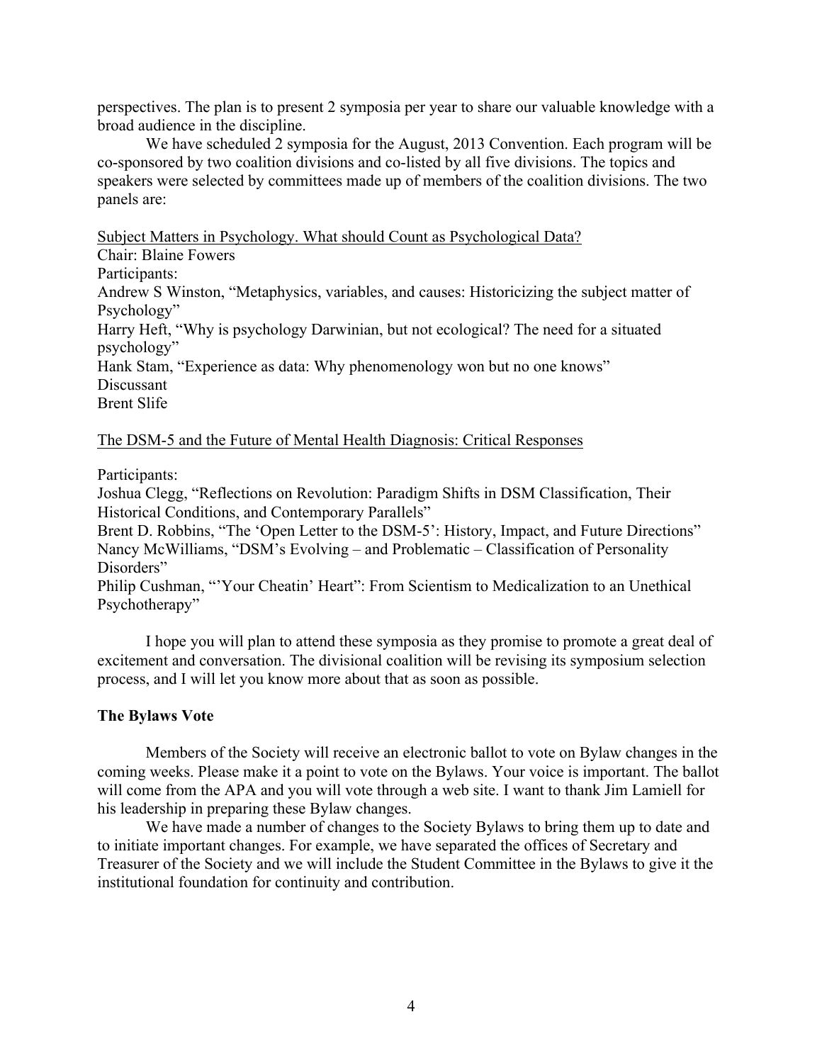perspectives. The plan is to present 2 symposia per year to share our valuable knowledge with a broad audience in the discipline.

We have scheduled 2 symposia for the August, 2013 Convention. Each program will be co-sponsored by two coalition divisions and co-listed by all five divisions. The topics and speakers were selected by committees made up of members of the coalition divisions. The two panels are:

<u>Subject Matters in Psychology. What should Count as Psychological Data?</u>

Chair: Blaine Fowers
Participants:
Andrew S Winston, "Metaphysics, variables, and causes: Historicizing the subject matter of Psychology"
Harry Heft, "Why is psychology Darwinian, but not ecological? The need for a situated psychology"
Hank Stam, "Experience as data: Why phenomenology won but no one knows"
Discussant
Brent Slife

<u>The DSM-5 and the Future of Mental Health Diagnosis: Critical Responses</u>

Participants:
Joshua Clegg, "Reflections on Revolution: Paradigm Shifts in DSM Classification, Their Historical Conditions, and Contemporary Parallels"
Brent D. Robbins, "The 'Open Letter to the DSM-5': History, Impact, and Future Directions"
Nancy McWilliams, "DSM's Evolving – and Problematic – Classification of Personality Disorders"
Philip Cushman, "'Your Cheatin' Heart": From Scientism to Medicalization to an Unethical Psychotherapy"

I hope you will plan to attend these symposia as they promise to promote a great deal of excitement and conversation. The divisional coalition will be revising its symposium selection process, and I will let you know more about that as soon as possible.

### The Bylaws Vote

Members of the Society will receive an electronic ballot to vote on Bylaw changes in the coming weeks. Please make it a point to vote on the Bylaws. Your voice is important. The ballot will come from the APA and you will vote through a web site. I want to thank Jim Lamiell for his leadership in preparing these Bylaw changes.

We have made a number of changes to the Society Bylaws to bring them up to date and to initiate important changes. For example, we have separated the offices of Secretary and Treasurer of the Society and we will include the Student Committee in the Bylaws to give it the institutional foundation for continuity and contribution.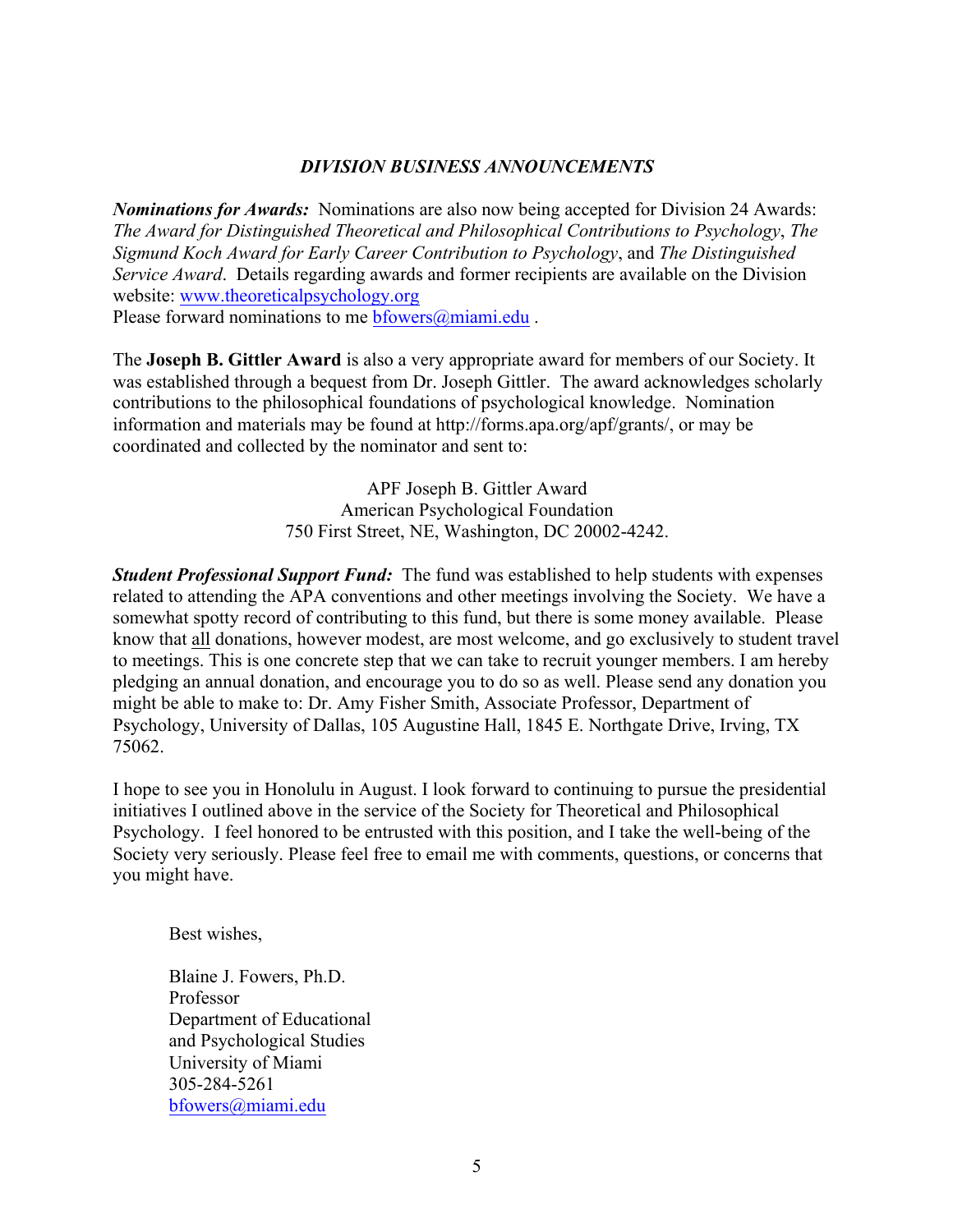## *DIVISION BUSINESS ANNOUNCEMENTS*

***Nominations for Awards:*** Nominations are also now being accepted for Division 24 Awards: *The Award for Distinguished Theoretical and Philosophical Contributions to Psychology*, *The Sigmund Koch Award for Early Career Contribution to Psychology*, and *The Distinguished Service Award*. Details regarding awards and former recipients are available on the Division website: www.theoreticalpsychology.org
Please forward nominations to me bfowers@miami.edu .

The **Joseph B. Gittler Award** is also a very appropriate award for members of our Society. It was established through a bequest from Dr. Joseph Gittler. The award acknowledges scholarly contributions to the philosophical foundations of psychological knowledge. Nomination information and materials may be found at http://forms.apa.org/apf/grants/, or may be coordinated and collected by the nominator and sent to:

APF Joseph B. Gittler Award
American Psychological Foundation
750 First Street, NE, Washington, DC 20002-4242.

***Student Professional Support Fund:*** The fund was established to help students with expenses related to attending the APA conventions and other meetings involving the Society. We have a somewhat spotty record of contributing to this fund, but there is some money available. Please know that all donations, however modest, are most welcome, and go exclusively to student travel to meetings. This is one concrete step that we can take to recruit younger members. I am hereby pledging an annual donation, and encourage you to do so as well. Please send any donation you might be able to make to: Dr. Amy Fisher Smith, Associate Professor, Department of Psychology, University of Dallas, 105 Augustine Hall, 1845 E. Northgate Drive, Irving, TX 75062.

I hope to see you in Honolulu in August. I look forward to continuing to pursue the presidential initiatives I outlined above in the service of the Society for Theoretical and Philosophical Psychology. I feel honored to be entrusted with this position, and I take the well-being of the Society very seriously. Please feel free to email me with comments, questions, or concerns that you might have.

Best wishes,

Blaine J. Fowers, Ph.D.
Professor
Department of Educational
and Psychological Studies
University of Miami
305-284-5261
bfowers@miami.edu